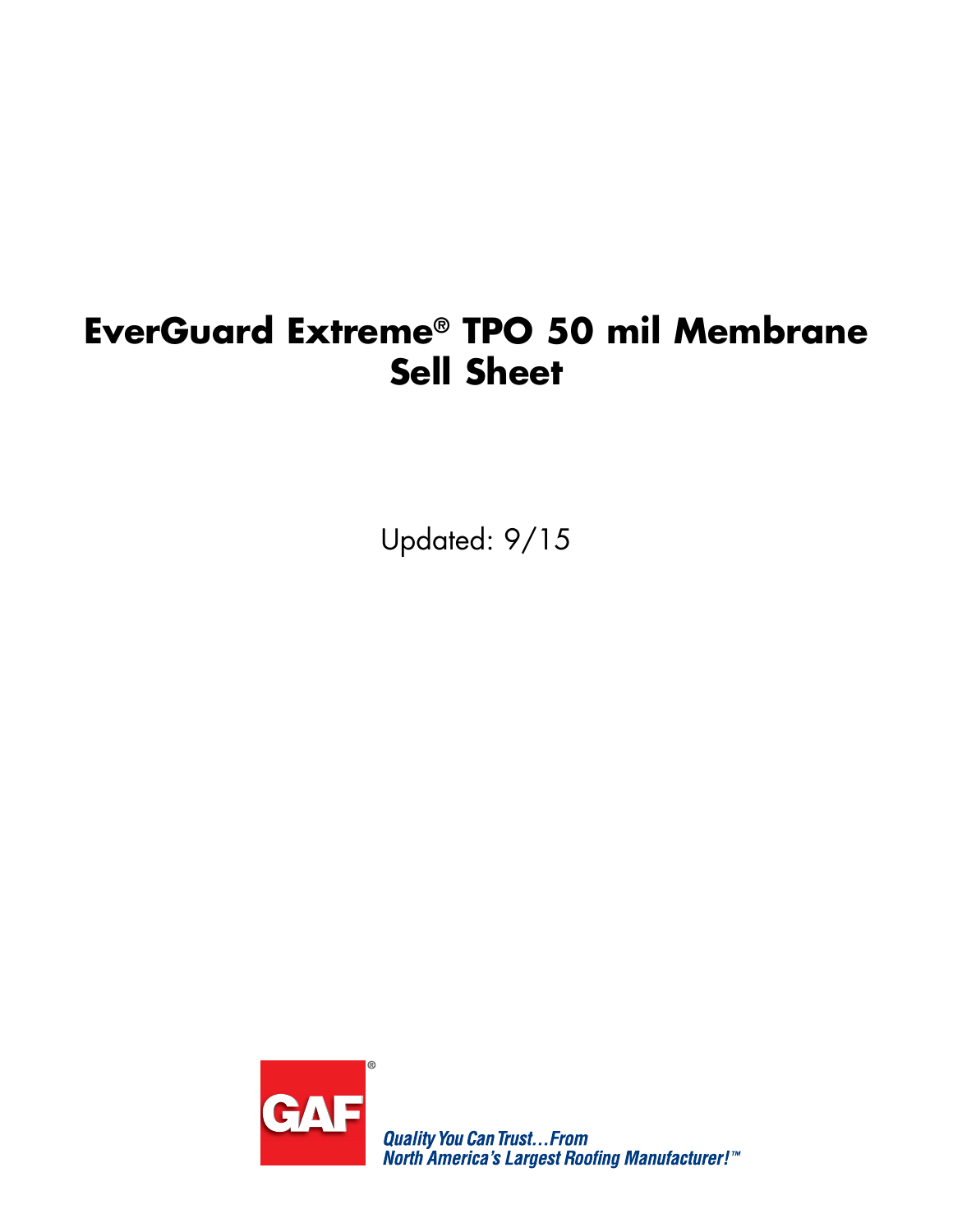# EverGuard Extreme® TPO 50 mil Membrane Sell Sheet

Updated: 9/15

GAF®

*Quality You Can Trust…From North America's Largest Roofing Manufacturer!™*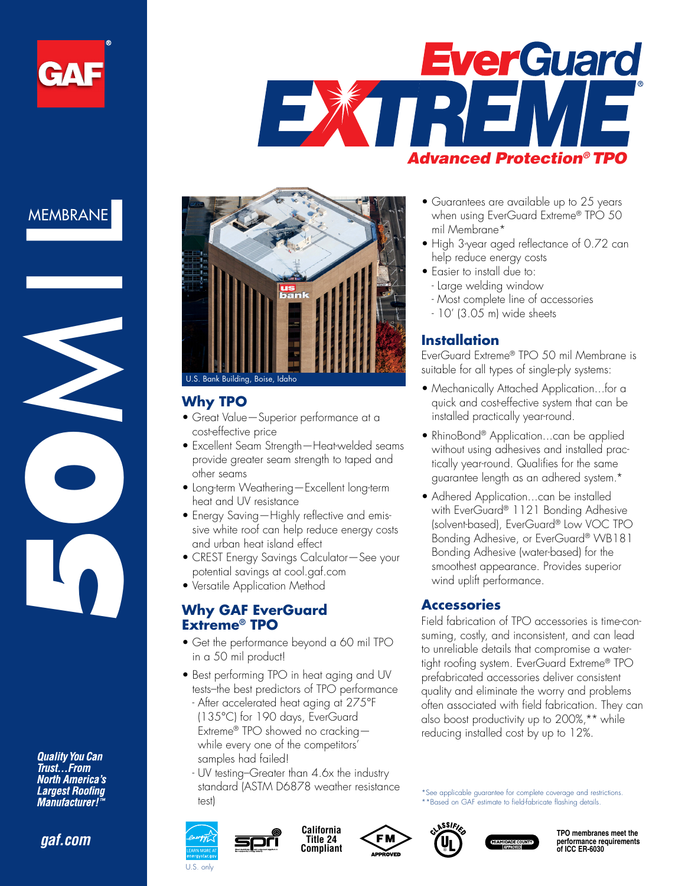# EverGuard EXTREME

## Advanced Protection® TPO

MEMBRANE

50 MIL

U.S. Bank Building, Boise, Idaho

## Why TPO

- Great Value—Superior performance at a cost-effective price
- Excellent Seam Strength—Heat-welded seams provide greater seam strength to taped and other seams
- Long-term Weathering—Excellent long-term heat and UV resistance
- Energy Saving—Highly reflective and emissive white roof can help reduce energy costs and urban heat island effect
- CREST Energy Savings Calculator—See your potential savings at cool.gaf.com
- Versatile Application Method

## Why GAF EverGuard Extreme® TPO

- Get the performance beyond a 60 mil TPO in a 50 mil product!
- Best performing TPO in heat aging and UV tests–the best predictors of TPO performance
  - After accelerated heat aging at 275°F (135°C) for 190 days, EverGuard Extreme® TPO showed no cracking—while every one of the competitors' samples had failed!
  - UV testing–Greater than 4.6x the industry standard (ASTM D6878 weather resistance test)
- Guarantees are available up to 25 years when using EverGuard Extreme® TPO 50 mil Membrane*
- High 3-year aged reflectance of 0.72 can help reduce energy costs
- Easier to install due to:
  - Large welding window
  - Most complete line of accessories
  - 10' (3.05 m) wide sheets

## Installation

EverGuard Extreme® TPO 50 mil Membrane is suitable for all types of single-ply systems:

- Mechanically Attached Application…for a quick and cost-effective system that can be installed practically year-round.
- RhinoBond® Application…can be applied without using adhesives and installed practically year-round. Qualifies for the same guarantee length as an adhered system.*
- Adhered Application…can be installed with EverGuard® 1121 Bonding Adhesive (solvent-based), EverGuard® Low VOC TPO Bonding Adhesive, or EverGuard® WB181 Bonding Adhesive (water-based) for the smoothest appearance. Provides superior wind uplift performance.

## Accessories

Field fabrication of TPO accessories is time-consuming, costly, and inconsistent, and can lead to unreliable details that compromise a watertight roofing system. EverGuard Extreme® TPO prefabricated accessories deliver consistent quality and eliminate the worry and problems often associated with field fabrication. They can also boost productivity up to 200%,** while reducing installed cost by up to 12%.

*See applicable guarantee for complete coverage and restrictions.
**Based on GAF estimate to field-fabricate flashing details.

*Quality You Can Trust…From North America's Largest Roofing Manufacturer!™*

gaf.com

U.S. only

California Title 24 Compliant

TPO membranes meet the performance requirements of ICC ER-6030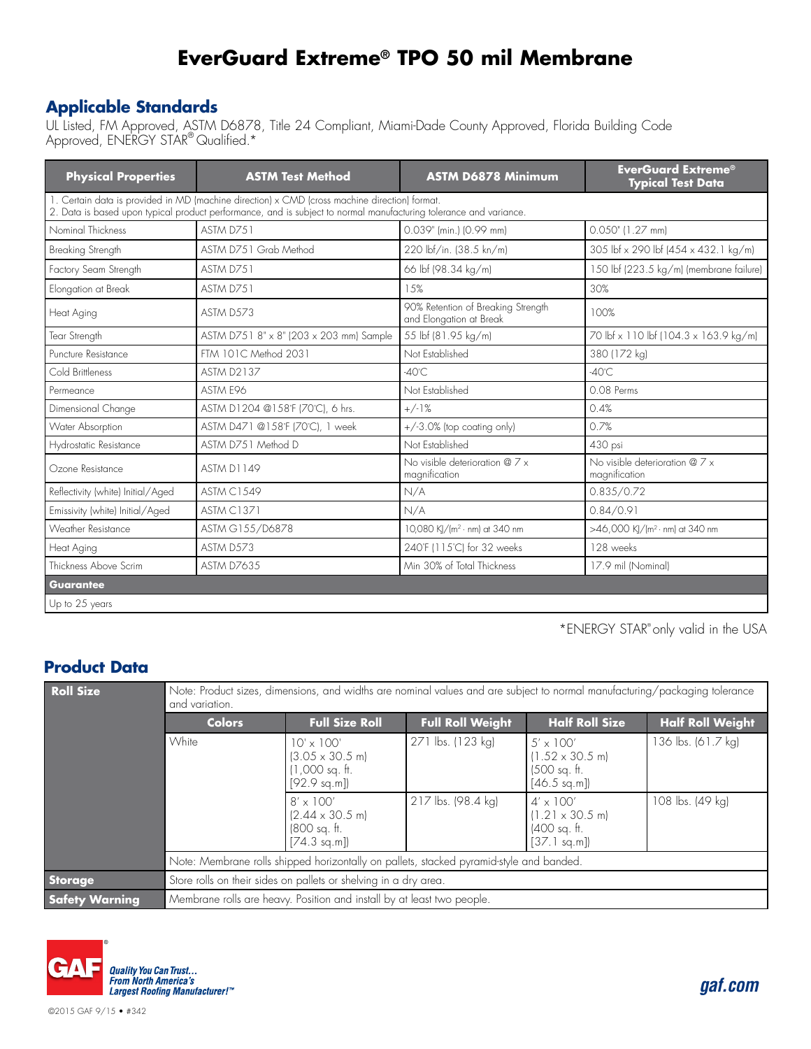# EverGuard Extreme® TPO 50 mil Membrane

## Applicable Standards

UL Listed, FM Approved, ASTM D6878, Title 24 Compliant, Miami-Dade County Approved, Florida Building Code Approved, ENERGY STAR® Qualified.*

| Physical Properties | ASTM Test Method | ASTM D6878 Minimum | EverGuard Extreme® Typical Test Data |
|---|---|---|---|
| 1. Certain data is provided in MD (machine direction) x CMD (cross machine direction) format. 2. Data is based upon typical product performance, and is subject to normal manufacturing tolerance and variance. | | | |
| Nominal Thickness | ASTM D751 | 0.039" (min.) (0.99 mm) | 0.050" (1.27 mm) |
| Breaking Strength | ASTM D751 Grab Method | 220 lbf/in. (38.5 kn/m) | 305 lbf x 290 lbf (454 x 432.1 kg/m) |
| Factory Seam Strength | ASTM D751 | 66 lbf (98.34 kg/m) | 150 lbf (223.5 kg/m) (membrane failure) |
| Elongation at Break | ASTM D751 | 15% | 30% |
| Heat Aging | ASTM D573 | 90% Retention of Breaking Strength and Elongation at Break | 100% |
| Tear Strength | ASTM D751 8" x 8" (203 x 203 mm) Sample | 55 lbf (81.95 kg/m) | 70 lbf x 110 lbf (104.3 x 163.9 kg/m) |
| Puncture Resistance | FTM 101C Method 2031 | Not Established | 380 (172 kg) |
| Cold Brittleness | ASTM D2137 | -40°C | -40°C |
| Permeance | ASTM E96 | Not Established | 0.08 Perms |
| Dimensional Change | ASTM D1204 @158°F (70°C), 6 hrs. | +/-1% | 0.4% |
| Water Absorption | ASTM D471 @158°F (70°C), 1 week | +/-3.0% (top coating only) | 0.7% |
| Hydrostatic Resistance | ASTM D751 Method D | Not Established | 430 psi |
| Ozone Resistance | ASTM D1149 | No visible deterioration @ 7 x magnification | No visible deterioration @ 7 x magnification |
| Reflectivity (white) Initial/Aged | ASTM C1549 | N/A | 0.835/0.72 |
| Emissivity (white) Initial/Aged | ASTM C1371 | N/A | 0.84/0.91 |
| Weather Resistance | ASTM G155/D6878 | 10,080 KJ/(m² · nm) at 340 nm | >46,000 KJ/(m² · nm) at 340 nm |
| Heat Aging | ASTM D573 | 240°F (115°C) for 32 weeks | 128 weeks |
| Thickness Above Scrim | ASTM D7635 | Min 30% of Total Thickness | 17.9 mil (Nominal) |
| **Guarantee** | | | |
| Up to 25 years | | | |

*ENERGY STAR® only valid in the USA

## Product Data

| | | | | | |
|---|---|---|---|---|---|
| **Roll Size** | Note: Product sizes, dimensions, and widths are nominal values and are subject to normal manufacturing/packaging tolerance and variation. | | | | |
| | **Colors** | **Full Size Roll** | **Full Roll Weight** | **Half Roll Size** | **Half Roll Weight** |
| | White | 10' x 100' (3.05 x 30.5 m) (1,000 sq. ft. [92.9 sq.m]) | 271 lbs. (123 kg) | 5' x 100' (1.52 x 30.5 m) (500 sq. ft. [46.5 sq.m]) | 136 lbs. (61.7 kg) |
| | | 8' x 100' (2.44 x 30.5 m) (800 sq. ft. [74.3 sq.m]) | 217 lbs. (98.4 kg) | 4' x 100' (1.21 x 30.5 m) (400 sq. ft. [37.1 sq.m]) | 108 lbs. (49 kg) |
| | Note: Membrane rolls shipped horizontally on pallets, stacked pyramid-style and banded. | | | | |
| **Storage** | Store rolls on their sides on pallets or shelving in a dry area. | | | | |
| **Safety Warning** | Membrane rolls are heavy. Position and install by at least two people. | | | | |

GAF® *Quality You Can Trust... From North America's Largest Roofing Manufacturer!™*

gaf.com

©2015 GAF 9/15 • #342